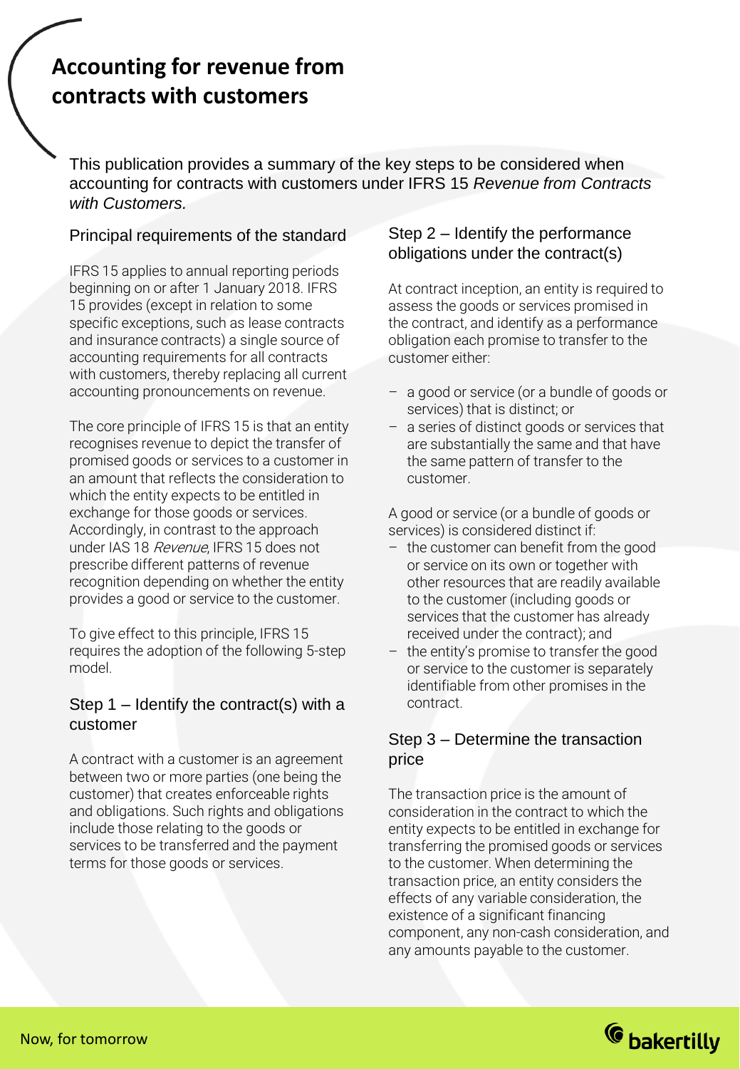# Accounting for revenue from contracts with customers

This publication provides a summary of the key steps to be considered when accounting for contracts with customers under IFRS 15 *Revenue from Contracts with Customers.*

## Principal requirements of the standard

IFRS 15 applies to annual reporting periods beginning on or after 1 January 2018. IFRS 15 provides (except in relation to some specific exceptions, such as lease contracts and insurance contracts) a single source of accounting requirements for all contracts with customers, thereby replacing all current accounting pronouncements on revenue.

The core principle of IFRS 15 is that an entity recognises revenue to depict the transfer of promised goods or services to a customer in an amount that reflects the consideration to which the entity expects to be entitled in exchange for those goods or services. Accordingly, in contrast to the approach under IAS 18 *Revenue*, IFRS 15 does not prescribe different patterns of revenue recognition depending on whether the entity provides a good or service to the customer.

To give effect to this principle, IFRS 15 requires the adoption of the following 5-step model.

## Step 1 – Identify the contract(s) with a customer

A contract with a customer is an agreement between two or more parties (one being the customer) that creates enforceable rights and obligations. Such rights and obligations include those relating to the goods or services to be transferred and the payment terms for those goods or services.

## Step 2 – Identify the performance obligations under the contract(s)

At contract inception, an entity is required to assess the goods or services promised in the contract, and identify as a performance obligation each promise to transfer to the customer either:

- a good or service (or a bundle of goods or services) that is distinct; or
- a series of distinct goods or services that are substantially the same and that have the same pattern of transfer to the customer.

A good or service (or a bundle of goods or services) is considered distinct if:

- the customer can benefit from the good or service on its own or together with other resources that are readily available to the customer (including goods or services that the customer has already received under the contract); and
- the entity's promise to transfer the good or service to the customer is separately identifiable from other promises in the contract.

## Step 3 – Determine the transaction price

The transaction price is the amount of consideration in the contract to which the entity expects to be entitled in exchange for transferring the promised goods or services to the customer. When determining the transaction price, an entity considers the effects of any variable consideration, the existence of a significant financing component, any non-cash consideration, and any amounts payable to the customer.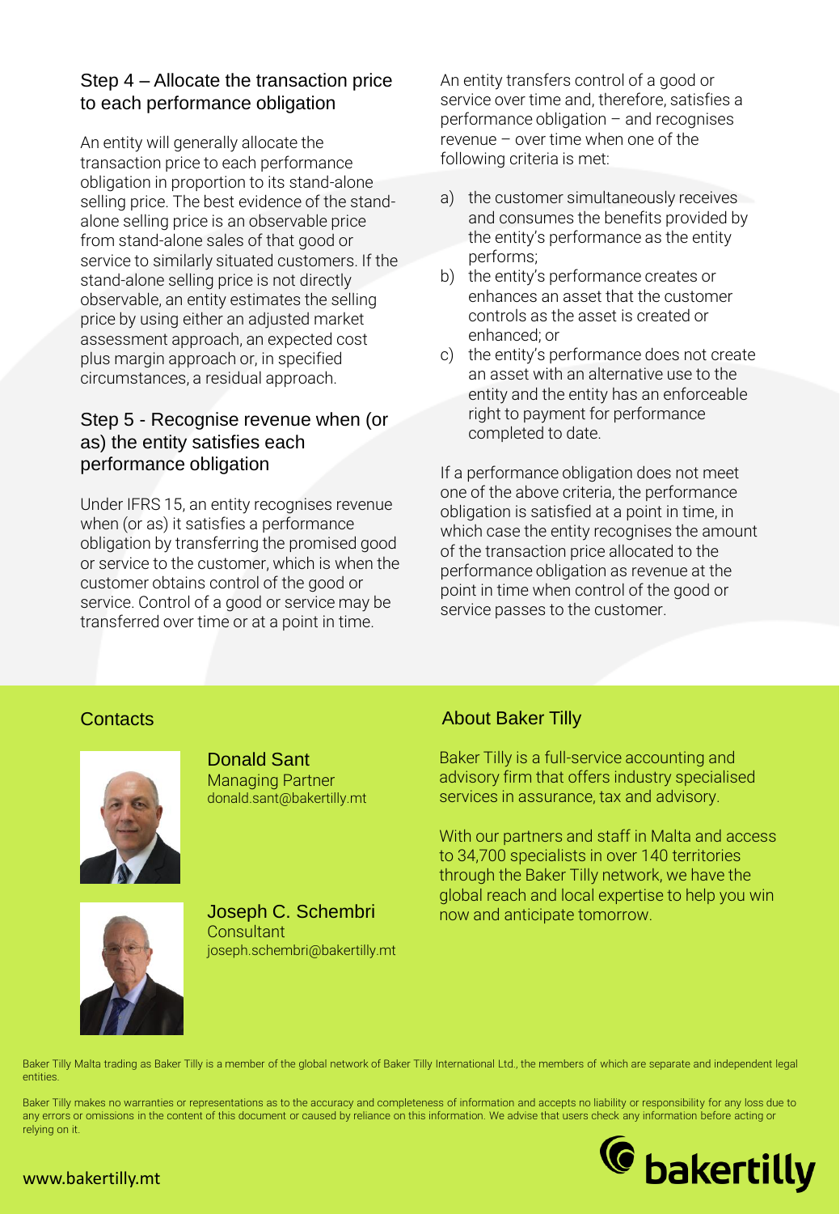## Step 4 – Allocate the transaction price to each performance obligation

An entity will generally allocate the transaction price to each performance obligation in proportion to its stand-alone selling price. The best evidence of the stand-alone selling price is an observable price from stand-alone sales of that good or service to similarly situated customers. If the stand-alone selling price is not directly observable, an entity estimates the selling price by using either an adjusted market assessment approach, an expected cost plus margin approach or, in specified circumstances, a residual approach.

## Step 5 - Recognise revenue when (or as) the entity satisfies each performance obligation

Under IFRS 15, an entity recognises revenue when (or as) it satisfies a performance obligation by transferring the promised good or service to the customer, which is when the customer obtains control of the good or service. Control of a good or service may be transferred over time or at a point in time.

An entity transfers control of a good or service over time and, therefore, satisfies a performance obligation – and recognises revenue – over time when one of the following criteria is met:

a) the customer simultaneously receives and consumes the benefits provided by the entity's performance as the entity performs;
b) the entity's performance creates or enhances an asset that the customer controls as the asset is created or enhanced; or
c) the entity's performance does not create an asset with an alternative use to the entity and the entity has an enforceable right to payment for performance completed to date.

If a performance obligation does not meet one of the above criteria, the performance obligation is satisfied at a point in time, in which case the entity recognises the amount of the transaction price allocated to the performance obligation as revenue at the point in time when control of the good or service passes to the customer.

## Contacts

**Donald Sant**
Managing Partner
donald.sant@bakertilly.mt

**Joseph C. Schembri**
Consultant
joseph.schembri@bakertilly.mt

## About Baker Tilly

Baker Tilly is a full-service accounting and advisory firm that offers industry specialised services in assurance, tax and advisory.

With our partners and staff in Malta and access to 34,700 specialists in over 140 territories through the Baker Tilly network, we have the global reach and local expertise to help you win now and anticipate tomorrow.

Baker Tilly Malta trading as Baker Tilly is a member of the global network of Baker Tilly International Ltd., the members of which are separate and independent legal entities.

Baker Tilly makes no warranties or representations as to the accuracy and completeness of information and accepts no liability or responsibility for any loss due to any errors or omissions in the content of this document or caused by reliance on this information. We advise that users check any information before acting or relying on it.

www.bakertilly.mt

bakertilly